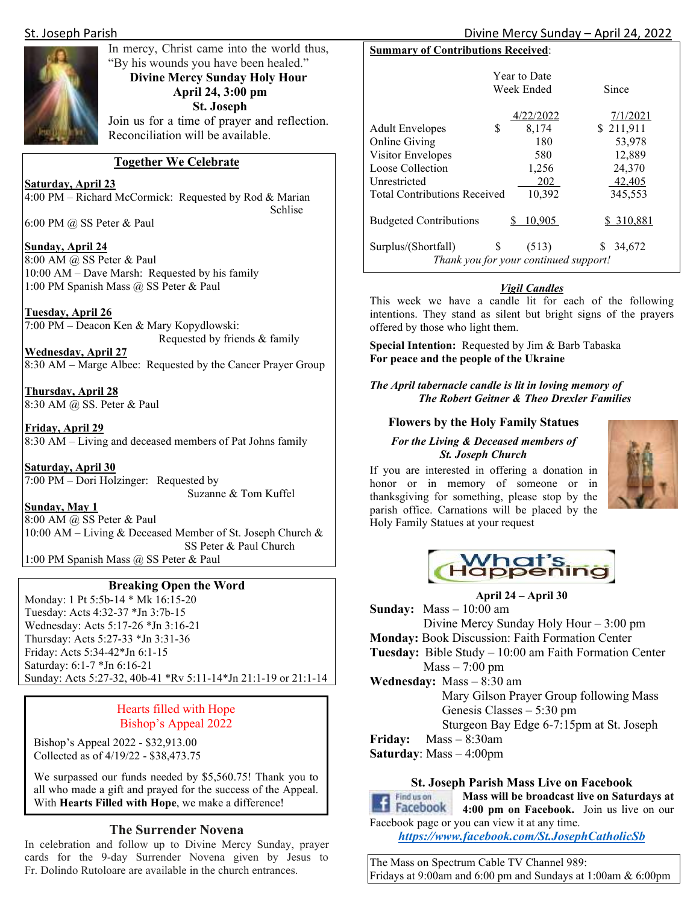In mercy, Christ came into the world thus, "By his wounds you have been healed."

**Divine Mercy Sunday Holy Hour**
**April 24, 3:00 pm**
**St. Joseph**

Join us for a time of prayer and reflection. Reconciliation will be available.

## Together We Celebrate

**Saturday, April 23**
4:00 PM – Richard McCormick: Requested by Rod & Marian Schlise
6:00 PM @ SS Peter & Paul

**Sunday, April 24**
8:00 AM @ SS Peter & Paul
10:00 AM – Dave Marsh: Requested by his family
1:00 PM Spanish Mass @ SS Peter & Paul

**Tuesday, April 26**
7:00 PM – Deacon Ken & Mary Kopydlowski: Requested by friends & family

**Wednesday, April 27**
8:30 AM – Marge Albee: Requested by the Cancer Prayer Group

**Thursday, April 28**
8:30 AM @ SS. Peter & Paul

**Friday, April 29**
8:30 AM – Living and deceased members of Pat Johns family

**Saturday, April 30**
7:00 PM – Dori Holzinger: Requested by Suzanne & Tom Kuffel

**Sunday, May 1**
8:00 AM @ SS Peter & Paul
10:00 AM – Living & Deceased Member of St. Joseph Church & SS Peter & Paul Church
1:00 PM Spanish Mass @ SS Peter & Paul

## Breaking Open the Word

Monday: 1 Pt 5:5b-14 * Mk 16:15-20
Tuesday: Acts 4:32-37 *Jn 3:7b-15
Wednesday: Acts 5:17-26 *Jn 3:16-21
Thursday: Acts 5:27-33 *Jn 3:31-36
Friday: Acts 5:34-42*Jn 6:1-15
Saturday: 6:1-7 *Jn 6:16-21
Sunday: Acts 5:27-32, 40b-41 *Rv 5:11-14*Jn 21:1-19 or 21:1-14

## Hearts filled with Hope
## Bishop's Appeal 2022

Bishop's Appeal 2022 - $32,913.00
Collected as of 4/19/22 - $38,473.75

We surpassed our funds needed by $5,560.75! Thank you to all who made a gift and prayed for the success of the Appeal. With **Hearts Filled with Hope**, we make a difference!

## The Surrender Novena

In celebration and follow up to Divine Mercy Sunday, prayer cards for the 9-day Surrender Novena given by Jesus to Fr. Dolindo Rutoloare are available in the church entrances.

## Summary of Contributions Received:

| | Year to Date Week Ended 4/22/2022 | Since 7/1/2021 |
|---|---|---|
| Adult Envelopes | $ 8,174 | $ 211,911 |
| Online Giving | 180 | 53,978 |
| Visitor Envelopes | 580 | 12,889 |
| Loose Collection | 1,256 | 24,370 |
| Unrestricted | 202 | 42,405 |
| Total Contributions Received | 10,392 | 345,553 |
| Budgeted Contributions | $ 10,905 | $ 310,881 |
| Surplus/(Shortfall) | $ (513) | $ 34,672 |

*Thank you for your continued support!*

## *Vigil Candles*

This week we have a candle lit for each of the following intentions. They stand as silent but bright signs of the prayers offered by those who light them.

**Special Intention:** Requested by Jim & Barb Tabaska
**For peace and the people of the Ukraine**

*The April tabernacle candle is lit in loving memory of*
***The Robert Geitner & Theo Drexler Families***

## Flowers by the Holy Family Statues

***For the Living & Deceased members of St. Joseph Church***

If you are interested in offering a donation in honor or in memory of someone or in thanksgiving for something, please stop by the parish office. Carnations will be placed by the Holy Family Statues at your request

## What's Happening

**April 24 – April 30**

**Sunday:** Mass – 10:00 am
Divine Mercy Sunday Holy Hour – 3:00 pm
**Monday:** Book Discussion: Faith Formation Center
**Tuesday:** Bible Study – 10:00 am Faith Formation Center
Mass – 7:00 pm
**Wednesday:** Mass – 8:30 am
Mary Gilson Prayer Group following Mass
Genesis Classes – 5:30 pm
Sturgeon Bay Edge 6-7:15pm at St. Joseph
**Friday:** Mass – 8:30am
**Saturday**: Mass – 4:00pm

## St. Joseph Parish Mass Live on Facebook

**Mass will be broadcast live on Saturdays at 4:00 pm on Facebook.** Join us live on our Facebook page or you can view it at any time.
***https://www.facebook.com/St.JosephCatholicSb***

The Mass on Spectrum Cable TV Channel 989:
Fridays at 9:00am and 6:00 pm and Sundays at 1:00am & 6:00pm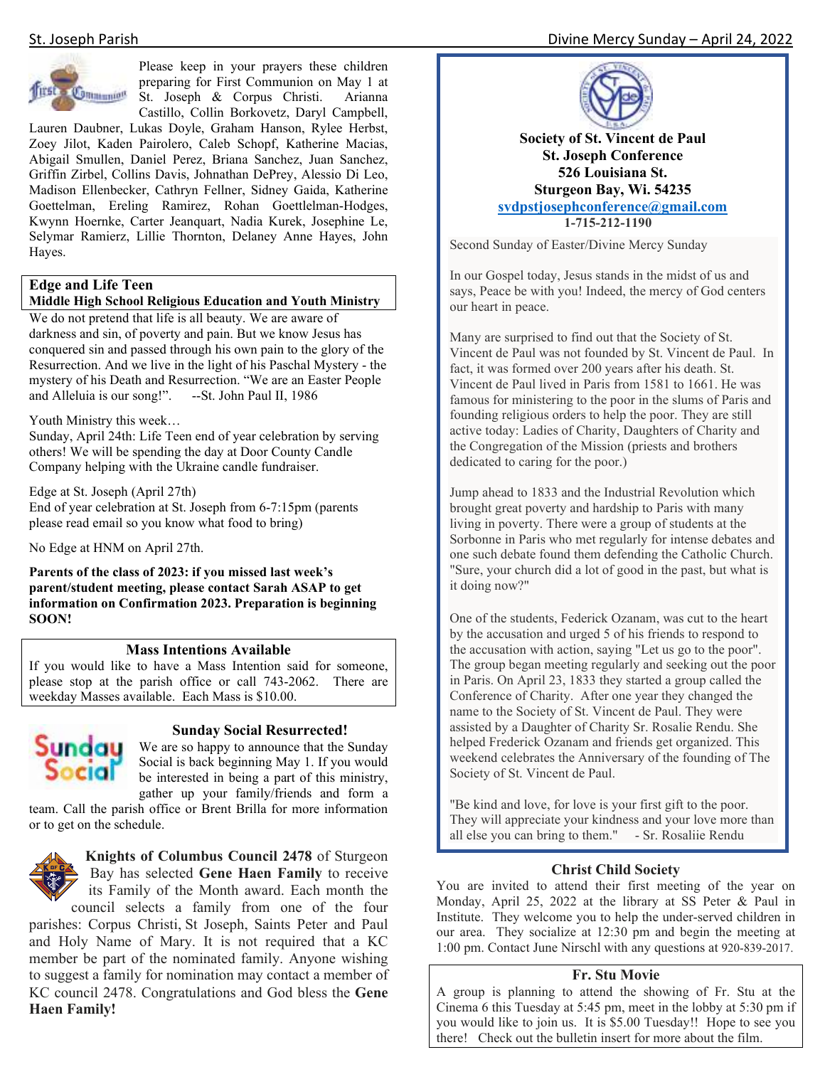Please keep in your prayers these children preparing for First Communion on May 1 at St. Joseph & Corpus Christi. Arianna Castillo, Collin Borkovetz, Daryl Campbell, Lauren Daubner, Lukas Doyle, Graham Hanson, Rylee Herbst, Zoey Jilot, Kaden Pairolero, Caleb Schopf, Katherine Macias, Abigail Smullen, Daniel Perez, Briana Sanchez, Juan Sanchez, Griffin Zirbel, Collins Davis, Johnathan DePrey, Alessio Di Leo, Madison Ellenbecker, Cathryn Fellner, Sidney Gaida, Katherine Goettelman, Ereling Ramirez, Rohan Goettelman-Hodges, Kwynn Hoernke, Carter Jeanquart, Nadia Kurek, Josephine Le, Selymar Ramierz, Lillie Thornton, Delaney Anne Hayes, John Hayes.

## Edge and Life Teen

**Middle High School Religious Education and Youth Ministry**

We do not pretend that life is all beauty. We are aware of darkness and sin, of poverty and pain. But we know Jesus has conquered sin and passed through his own pain to the glory of the Resurrection. And we live in the light of his Paschal Mystery - the mystery of his Death and Resurrection. "We are an Easter People and Alleluia is our song!". --St. John Paul II, 1986

Youth Ministry this week…

Sunday, April 24th: Life Teen end of year celebration by serving others! We will be spending the day at Door County Candle Company helping with the Ukraine candle fundraiser.

Edge at St. Joseph (April 27th)

End of year celebration at St. Joseph from 6-7:15pm (parents please read email so you know what food to bring)

No Edge at HNM on April 27th.

**Parents of the class of 2023: if you missed last week's parent/student meeting, please contact Sarah ASAP to get information on Confirmation 2023. Preparation is beginning SOON!**

## Mass Intentions Available

If you would like to have a Mass Intention said for someone, please stop at the parish office or call 743-2062. There are weekday Masses available. Each Mass is $10.00.

## Sunday Social Resurrected!

We are so happy to announce that the Sunday Social is back beginning May 1. If you would be interested in being a part of this ministry, gather up your family/friends and form a team. Call the parish office or Brent Brilla for more information or to get on the schedule.

**Knights of Columbus Council 2478** of Sturgeon Bay has selected **Gene Haen Family** to receive its Family of the Month award. Each month the council selects a family from one of the four parishes: Corpus Christi, St Joseph, Saints Peter and Paul and Holy Name of Mary. It is not required that a KC member be part of the nominated family. Anyone wishing to suggest a family for nomination may contact a member of KC council 2478. Congratulations and God bless the **Gene Haen Family!**

**Society of St. Vincent de Paul**
**St. Joseph Conference**
**526 Louisiana St.**
**Sturgeon Bay, Wi. 54235**
**svdpstjosephconference@gmail.com**
**1-715-212-1190**

Second Sunday of Easter/Divine Mercy Sunday

In our Gospel today, Jesus stands in the midst of us and says, Peace be with you! Indeed, the mercy of God centers our heart in peace.

Many are surprised to find out that the Society of St. Vincent de Paul was not founded by St. Vincent de Paul. In fact, it was formed over 200 years after his death. St. Vincent de Paul lived in Paris from 1581 to 1661. He was famous for ministering to the poor in the slums of Paris and founding religious orders to help the poor. They are still active today: Ladies of Charity, Daughters of Charity and the Congregation of the Mission (priests and brothers dedicated to caring for the poor.)

Jump ahead to 1833 and the Industrial Revolution which brought great poverty and hardship to Paris with many living in poverty. There were a group of students at the Sorbonne in Paris who met regularly for intense debates and one such debate found them defending the Catholic Church. "Sure, your church did a lot of good in the past, but what is it doing now?"

One of the students, Federick Ozanam, was cut to the heart by the accusation and urged 5 of his friends to respond to the accusation with action, saying "Let us go to the poor". The group began meeting regularly and seeking out the poor in Paris. On April 23, 1833 they started a group called the Conference of Charity. After one year they changed the name to the Society of St. Vincent de Paul. They were assisted by a Daughter of Charity Sr. Rosalie Rendu. She helped Frederick Ozanam and friends get organized. This weekend celebrates the Anniversary of the founding of The Society of St. Vincent de Paul.

"Be kind and love, for love is your first gift to the poor. They will appreciate your kindness and your love more than all else you can bring to them." - Sr. Rosaliie Rendu

## Christ Child Society

You are invited to attend their first meeting of the year on Monday, April 25, 2022 at the library at SS Peter & Paul in Institute. They welcome you to help the under-served children in our area. They socialize at 12:30 pm and begin the meeting at 1:00 pm. Contact June Nirschl with any questions at 920-839-2017.

## Fr. Stu Movie

A group is planning to attend the showing of Fr. Stu at the Cinema 6 this Tuesday at 5:45 pm, meet in the lobby at 5:30 pm if you would like to join us. It is $5.00 Tuesday!! Hope to see you there! Check out the bulletin insert for more about the film.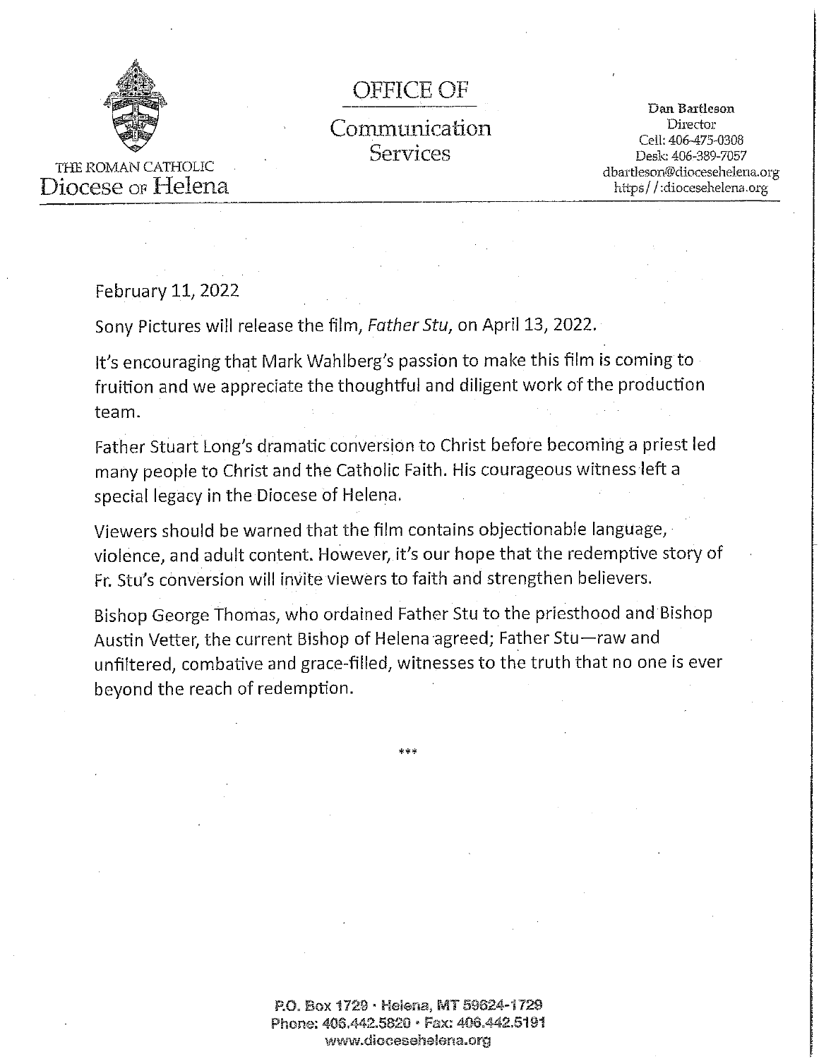THE ROMAN CATHOLIC
Diocese of Helena

OFFICE OF
Communication
Services

**Dan Bartleson**
Director
Cell: 406-475-0308
Desk: 406-389-7057
dbartleson@diocesehelena.org
https//:diocesehelena.org

February 11, 2022

Sony Pictures will release the film, *Father Stu*, on April 13, 2022.

It's encouraging that Mark Wahlberg's passion to make this film is coming to fruition and we appreciate the thoughtful and diligent work of the production team.

Father Stuart Long's dramatic conversion to Christ before becoming a priest led many people to Christ and the Catholic Faith. His courageous witness left a special legacy in the Diocese of Helena.

Viewers should be warned that the film contains objectionable language, violence, and adult content. However, it's our hope that the redemptive story of Fr. Stu's conversion will invite viewers to faith and strengthen believers.

Bishop George Thomas, who ordained Father Stu to the priesthood and Bishop Austin Vetter, the current Bishop of Helena agreed; Father Stu—raw and unfiltered, combative and grace-filled, witnesses to the truth that no one is ever beyond the reach of redemption.

***

P.O. Box 1729 · Helena, MT 59624-1729
Phone: 406.442.5820 · Fax: 406.442.5191
www.diocesehelena.org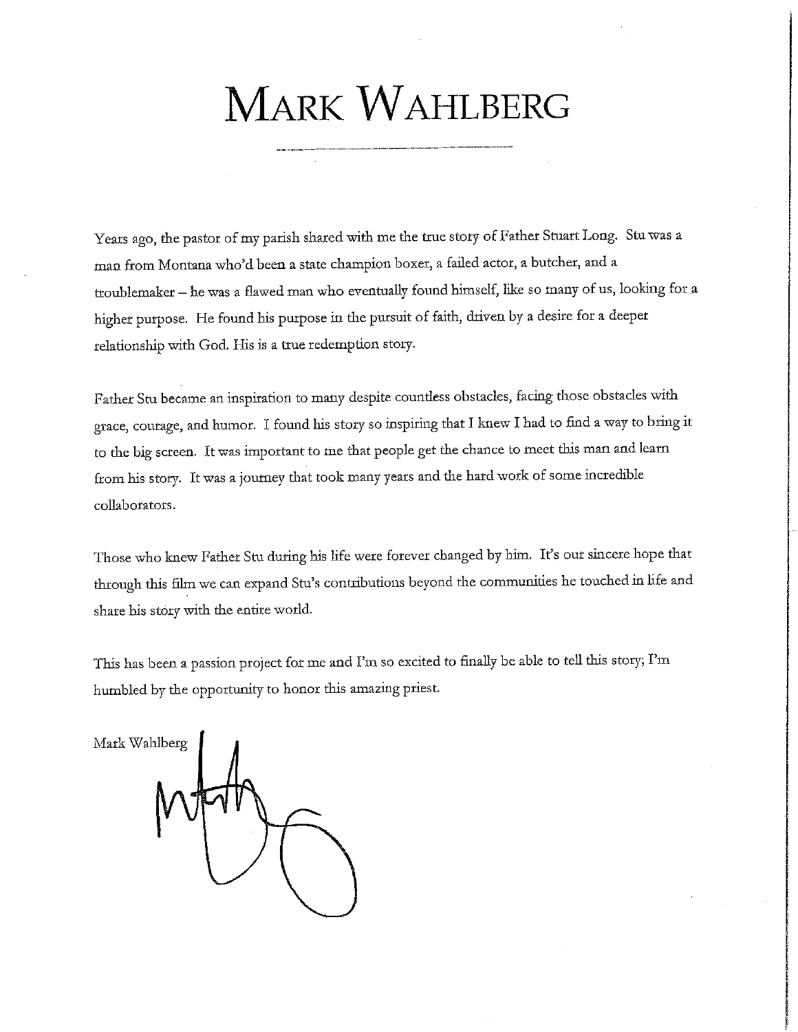# Mark Wahlberg

Years ago, the pastor of my parish shared with me the true story of Father Stuart Long. Stu was a man from Montana who'd been a state champion boxer, a failed actor, a butcher, and a troublemaker – he was a flawed man who eventually found himself, like so many of us, looking for a higher purpose. He found his purpose in the pursuit of faith, driven by a desire for a deeper relationship with God. His is a true redemption story.

Father Stu became an inspiration to many despite countless obstacles, facing those obstacles with grace, courage, and humor. I found his story so inspiring that I knew I had to find a way to bring it to the big screen. It was important to me that people get the chance to meet this man and learn from his story. It was a journey that took many years and the hard work of some incredible collaborators.

Those who knew Father Stu during his life were forever changed by him. It's our sincere hope that through this film we can expand Stu's contributions beyond the communities he touched in life and share his story with the entire world.

This has been a passion project for me and I'm so excited to finally be able to tell this story; I'm humbled by the opportunity to honor this amazing priest.

Mark Wahlberg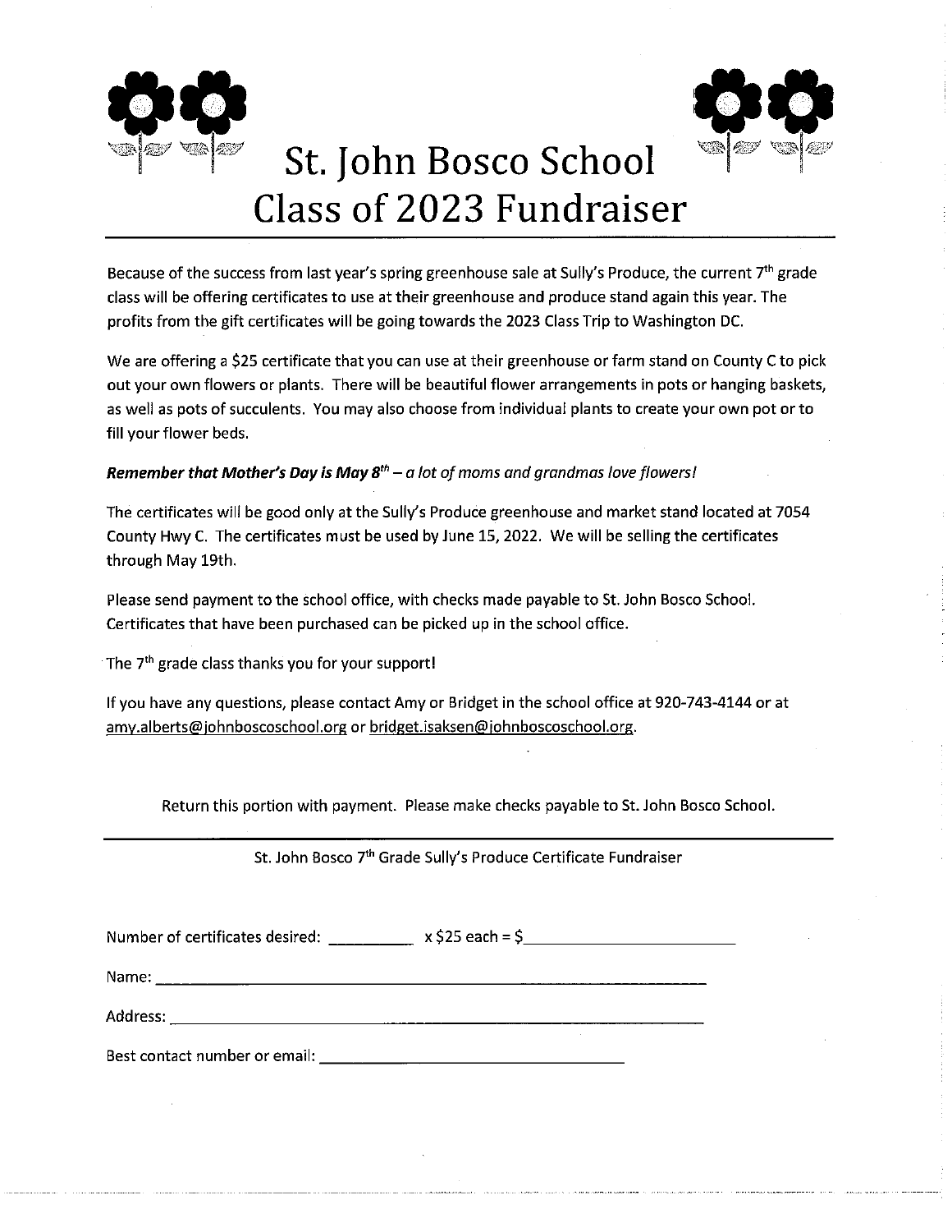# St. John Bosco School Class of 2023 Fundraiser

Because of the success from last year's spring greenhouse sale at Sully's Produce, the current 7th grade class will be offering certificates to use at their greenhouse and produce stand again this year. The profits from the gift certificates will be going towards the 2023 Class Trip to Washington DC.

We are offering a $25 certificate that you can use at their greenhouse or farm stand on County C to pick out your own flowers or plants. There will be beautiful flower arrangements in pots or hanging baskets, as well as pots of succulents. You may also choose from individual plants to create your own pot or to fill your flower beds.

***Remember that Mother's Day is May 8th – a lot of moms and grandmas love flowers!***

The certificates will be good only at the Sully's Produce greenhouse and market stand located at 7054 County Hwy C. The certificates must be used by June 15, 2022. We will be selling the certificates through May 19th.

Please send payment to the school office, with checks made payable to St. John Bosco School. Certificates that have been purchased can be picked up in the school office.

The 7th grade class thanks you for your support!

If you have any questions, please contact Amy or Bridget in the school office at 920-743-4144 or at amy.alberts@johnboscoschool.org or bridget.isaksen@johnboscoschool.org.

Return this portion with payment. Please make checks payable to St. John Bosco School.

---

St. John Bosco 7th Grade Sully's Produce Certificate Fundraiser

Number of certificates desired: __________ x $25 each = $________________________

Name: ____________________________________________________________

Address: __________________________________________________________

Best contact number or email: ___________________________________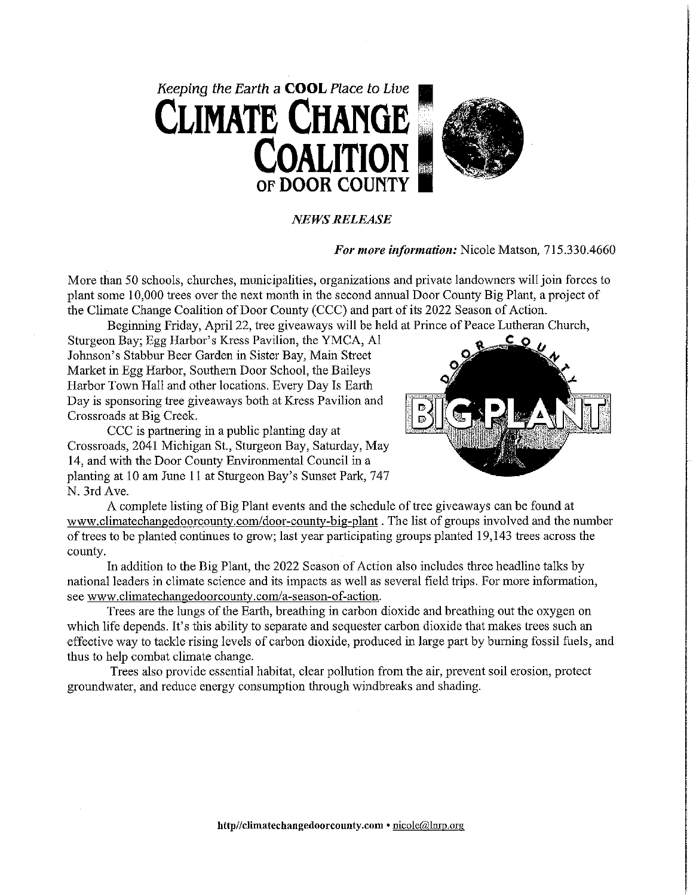*Keeping the Earth a* **COOL** *Place to Live*

# CLIMATE CHANGE COALITION OF DOOR COUNTY

***NEWS RELEASE***

***For more information:*** Nicole Matson, 715.330.4660

More than 50 schools, churches, municipalities, organizations and private landowners will join forces to plant some 10,000 trees over the next month in the second annual Door County Big Plant, a project of the Climate Change Coalition of Door County (CCC) and part of its 2022 Season of Action.

Beginning Friday, April 22, tree giveaways will be held at Prince of Peace Lutheran Church, Sturgeon Bay; Egg Harbor's Kress Pavilion, the YMCA, Al Johnson's Stabbur Beer Garden in Sister Bay, Main Street Market in Egg Harbor, Southern Door School, the Baileys Harbor Town Hall and other locations. Every Day Is Earth Day is sponsoring tree giveaways both at Kress Pavilion and Crossroads at Big Creek.

CCC is partnering in a public planting day at Crossroads, 2041 Michigan St., Sturgeon Bay, Saturday, May 14, and with the Door County Environmental Council in a planting at 10 am June 11 at Sturgeon Bay's Sunset Park, 747 N. 3rd Ave.

A complete listing of Big Plant events and the schedule of tree giveaways can be found at www.climatechangedoorcounty.com/door-county-big-plant. The list of groups involved and the number of trees to be planted continues to grow; last year participating groups planted 19,143 trees across the county.

In addition to the Big Plant, the 2022 Season of Action also includes three headline talks by national leaders in climate science and its impacts as well as several field trips. For more information, see www.climatechangedoorcounty.com/a-season-of-action.

Trees are the lungs of the Earth, breathing in carbon dioxide and breathing out the oxygen on which life depends. It's this ability to separate and sequester carbon dioxide that makes trees such an effective way to tackle rising levels of carbon dioxide, produced in large part by burning fossil fuels, and thus to help combat climate change.

Trees also provide essential habitat, clear pollution from the air, prevent soil erosion, protect groundwater, and reduce energy consumption through windbreaks and shading.

**http//climatechangedoorcounty.com** • nicole@lurp.org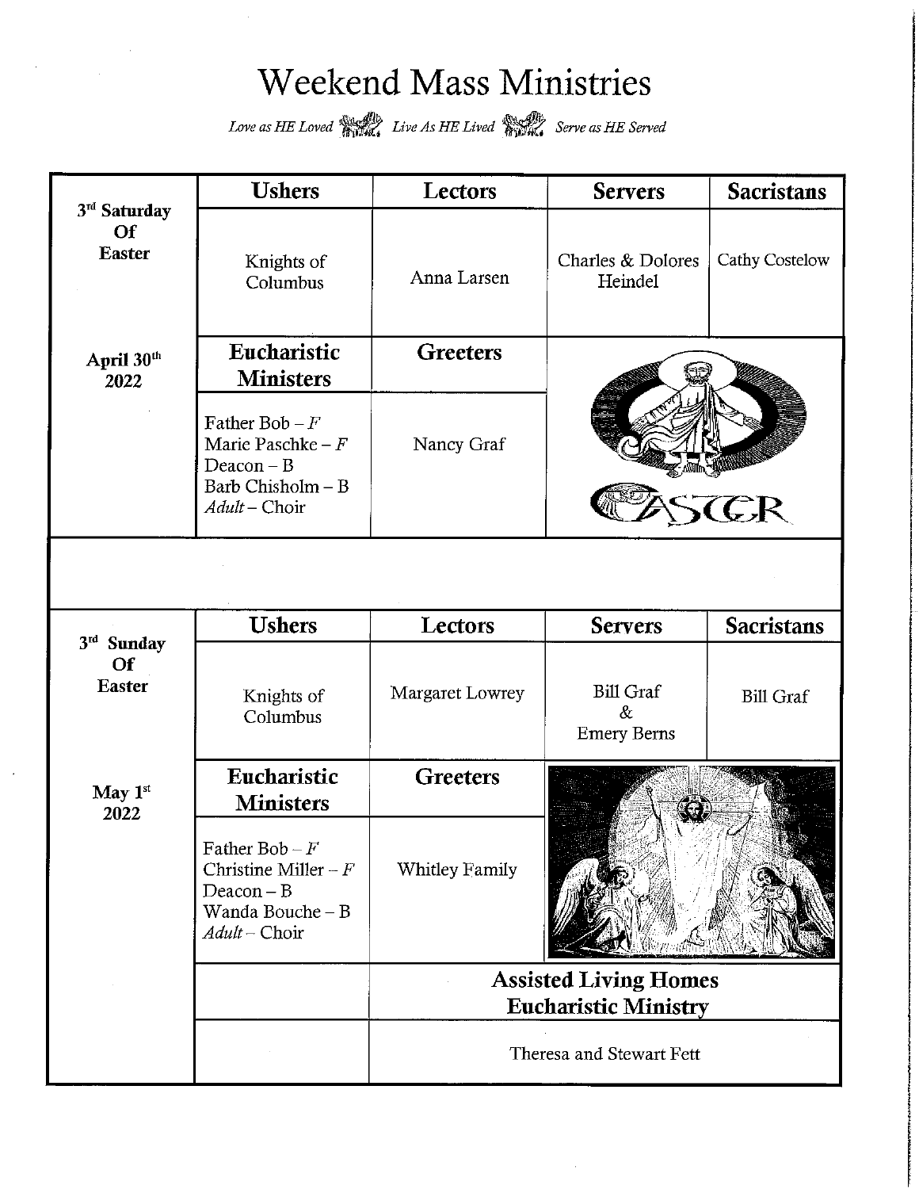# Weekend Mass Ministries

*Love as HE Loved* *Live As HE Lived* *Serve as HE Served*

| | | | | |
|---|---|---|---|---|
| **3rd Saturday Of Easter** | **Ushers** | **Lectors** | **Servers** | **Sacristans** |
| | Knights of Columbus | Anna Larsen | Charles & Dolores Heindel | Cathy Costelow |
| **April 30th 2022** | **Eucharistic Ministers** | **Greeters** | | |
| | Father Bob – *F*<br>Marie Paschke – *F*<br>Deacon – B<br>Barb Chisholm – B<br>*Adult* – Choir | Nancy Graf | EASTER | |

| | | | | |
|---|---|---|---|---|
| **3rd Sunday Of Easter** | **Ushers** | **Lectors** | **Servers** | **Sacristans** |
| | Knights of Columbus | Margaret Lowrey | Bill Graf & Emery Berns | Bill Graf |
| **May 1st 2022** | **Eucharistic Ministers** | **Greeters** | | |
| | Father Bob – *F*<br>Christine Miller – *F*<br>Deacon – B<br>Wanda Bouche – B<br>*Adult* – Choir | Whitley Family | | |
| | | **Assisted Living Homes Eucharistic Ministry** | | |
| | | Theresa and Stewart Fett | | |